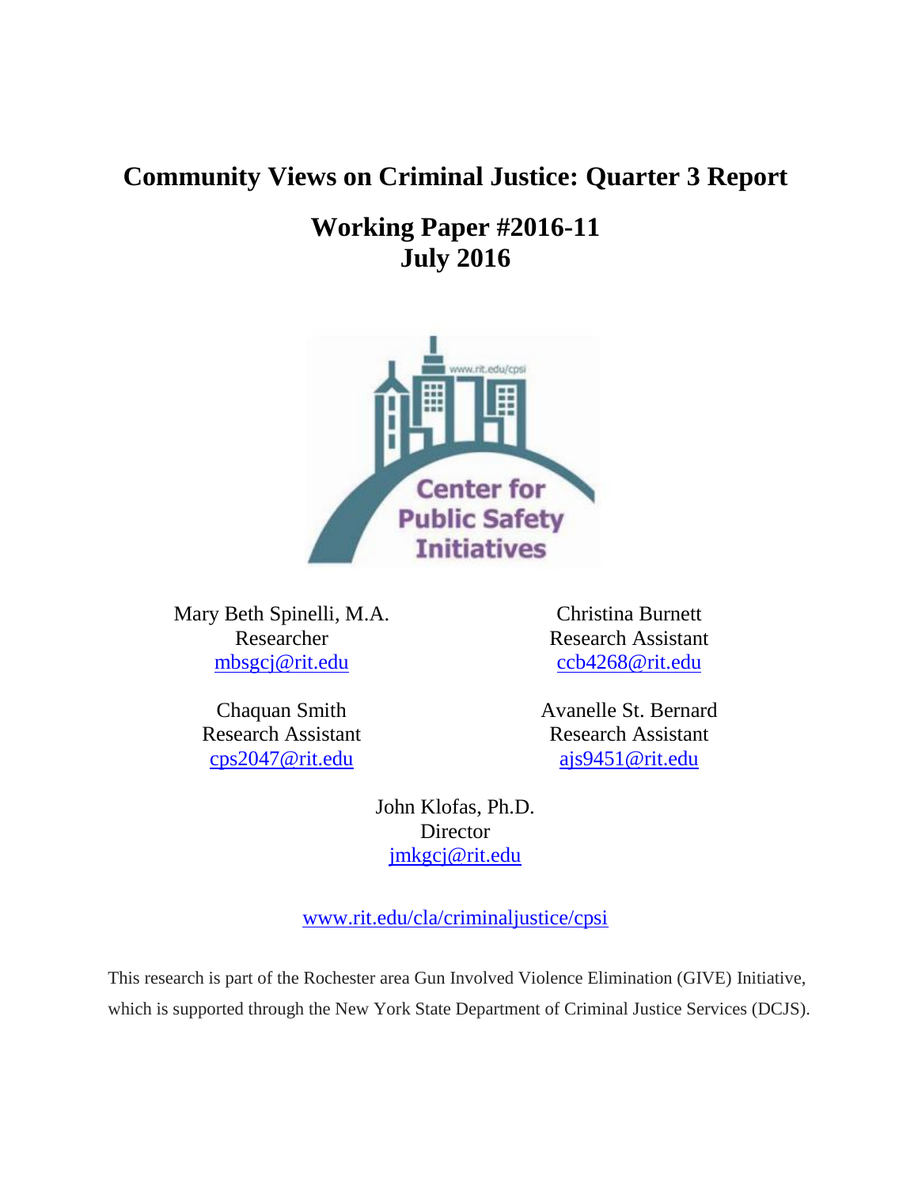# Community Views on Criminal Justice: Quarter 3 Report

## Working Paper #2016-11
## July 2016

Center for Public Safety Initiatives

www.rit.edu/cpsi

Mary Beth Spinelli, M.A.
Researcher
mbsgcj@rit.edu

Christina Burnett
Research Assistant
ccb4268@rit.edu

Chaquan Smith
Research Assistant
cps2047@rit.edu

Avanelle St. Bernard
Research Assistant
ajs9451@rit.edu

John Klofas, Ph.D.
Director
jmkgcj@rit.edu

www.rit.edu/cla/criminaljustice/cpsi

This research is part of the Rochester area Gun Involved Violence Elimination (GIVE) Initiative, which is supported through the New York State Department of Criminal Justice Services (DCJS).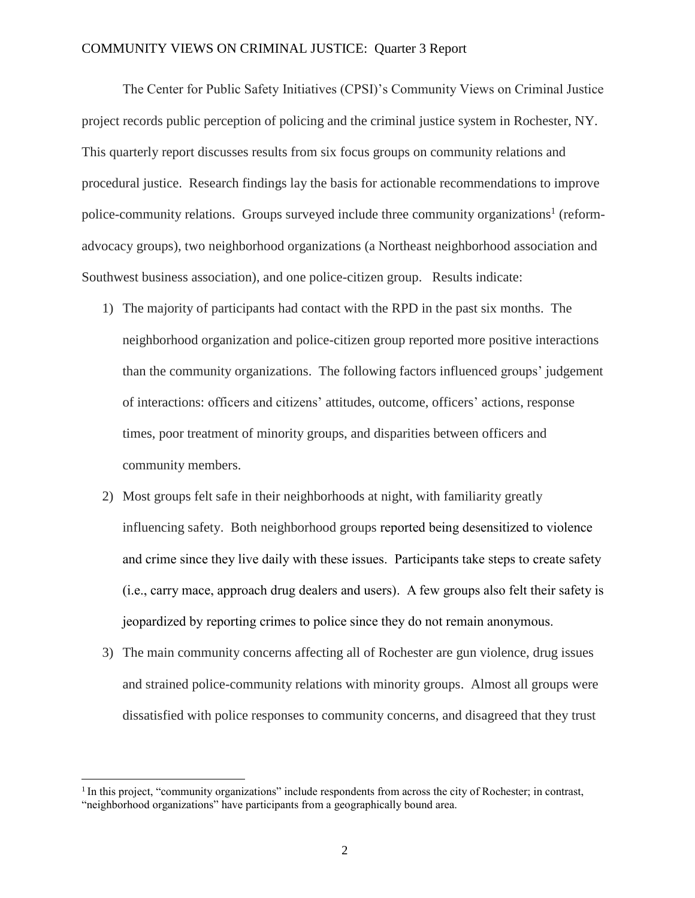The Center for Public Safety Initiatives (CPSI)'s Community Views on Criminal Justice project records public perception of policing and the criminal justice system in Rochester, NY. This quarterly report discusses results from six focus groups on community relations and procedural justice. Research findings lay the basis for actionable recommendations to improve police-community relations. Groups surveyed include three community organizations[1] (reform-advocacy groups), two neighborhood organizations (a Northeast neighborhood association and Southwest business association), and one police-citizen group. Results indicate:

1) The majority of participants had contact with the RPD in the past six months. The neighborhood organization and police-citizen group reported more positive interactions than the community organizations. The following factors influenced groups' judgement of interactions: officers and citizens' attitudes, outcome, officers' actions, response times, poor treatment of minority groups, and disparities between officers and community members.
2) Most groups felt safe in their neighborhoods at night, with familiarity greatly influencing safety. Both neighborhood groups reported being desensitized to violence and crime since they live daily with these issues. Participants take steps to create safety (i.e., carry mace, approach drug dealers and users). A few groups also felt their safety is jeopardized by reporting crimes to police since they do not remain anonymous.
3) The main community concerns affecting all of Rochester are gun violence, drug issues and strained police-community relations with minority groups. Almost all groups were dissatisfied with police responses to community concerns, and disagreed that they trust

[1] In this project, "community organizations" include respondents from across the city of Rochester; in contrast, "neighborhood organizations" have participants from a geographically bound area.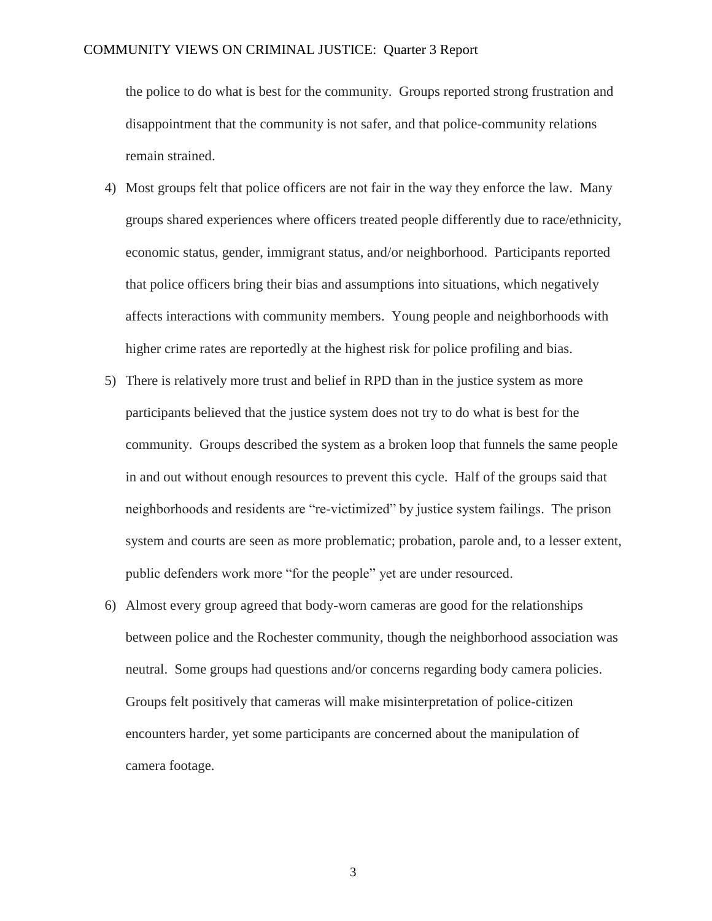the police to do what is best for the community. Groups reported strong frustration and disappointment that the community is not safer, and that police-community relations remain strained.

4) Most groups felt that police officers are not fair in the way they enforce the law. Many groups shared experiences where officers treated people differently due to race/ethnicity, economic status, gender, immigrant status, and/or neighborhood. Participants reported that police officers bring their bias and assumptions into situations, which negatively affects interactions with community members. Young people and neighborhoods with higher crime rates are reportedly at the highest risk for police profiling and bias.

5) There is relatively more trust and belief in RPD than in the justice system as more participants believed that the justice system does not try to do what is best for the community. Groups described the system as a broken loop that funnels the same people in and out without enough resources to prevent this cycle. Half of the groups said that neighborhoods and residents are "re-victimized" by justice system failings. The prison system and courts are seen as more problematic; probation, parole and, to a lesser extent, public defenders work more "for the people" yet are under resourced.

6) Almost every group agreed that body-worn cameras are good for the relationships between police and the Rochester community, though the neighborhood association was neutral. Some groups had questions and/or concerns regarding body camera policies. Groups felt positively that cameras will make misinterpretation of police-citizen encounters harder, yet some participants are concerned about the manipulation of camera footage.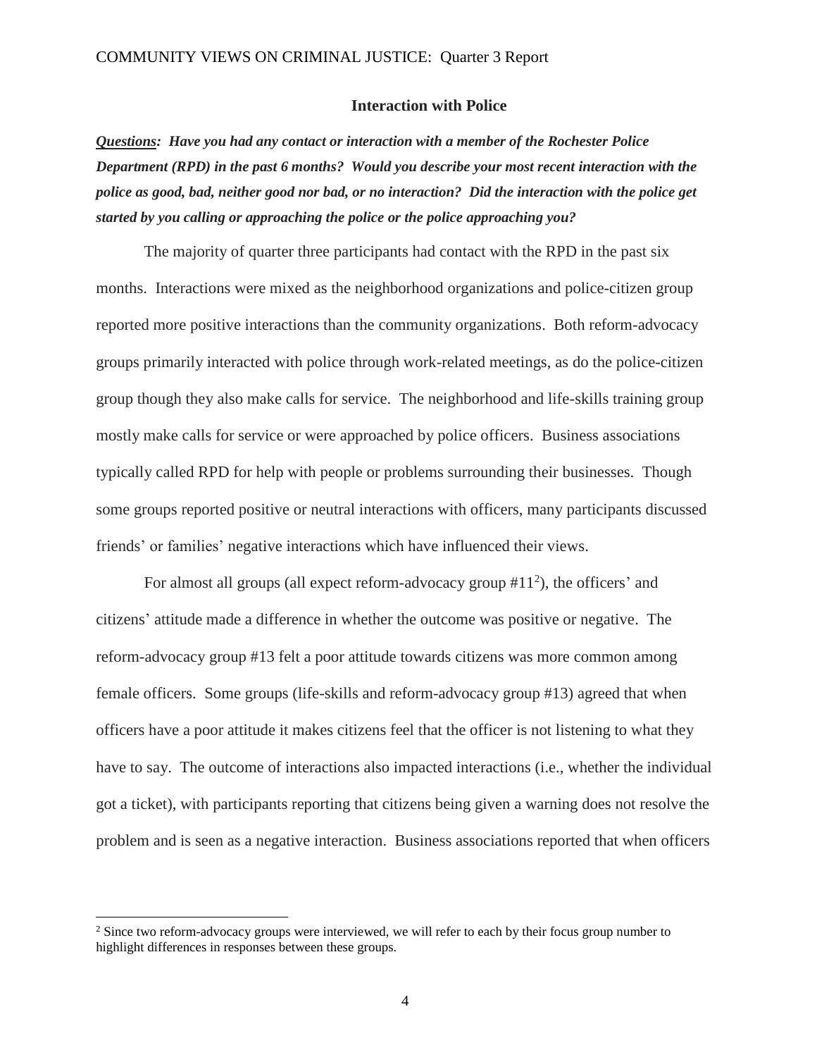## Interaction with Police

***Questions**: Have you had any contact or interaction with a member of the Rochester Police Department (RPD) in the past 6 months? Would you describe your most recent interaction with the police as good, bad, neither good nor bad, or no interaction? Did the interaction with the police get started by you calling or approaching the police or the police approaching you?*

The majority of quarter three participants had contact with the RPD in the past six months. Interactions were mixed as the neighborhood organizations and police-citizen group reported more positive interactions than the community organizations. Both reform-advocacy groups primarily interacted with police through work-related meetings, as do the police-citizen group though they also make calls for service. The neighborhood and life-skills training group mostly make calls for service or were approached by police officers. Business associations typically called RPD for help with people or problems surrounding their businesses. Though some groups reported positive or neutral interactions with officers, many participants discussed friends' or families' negative interactions which have influenced their views.

For almost all groups (all expect reform-advocacy group #11[2]), the officers' and citizens' attitude made a difference in whether the outcome was positive or negative. The reform-advocacy group #13 felt a poor attitude towards citizens was more common among female officers. Some groups (life-skills and reform-advocacy group #13) agreed that when officers have a poor attitude it makes citizens feel that the officer is not listening to what they have to say. The outcome of interactions also impacted interactions (i.e., whether the individual got a ticket), with participants reporting that citizens being given a warning does not resolve the problem and is seen as a negative interaction. Business associations reported that when officers

[2] Since two reform-advocacy groups were interviewed, we will refer to each by their focus group number to highlight differences in responses between these groups.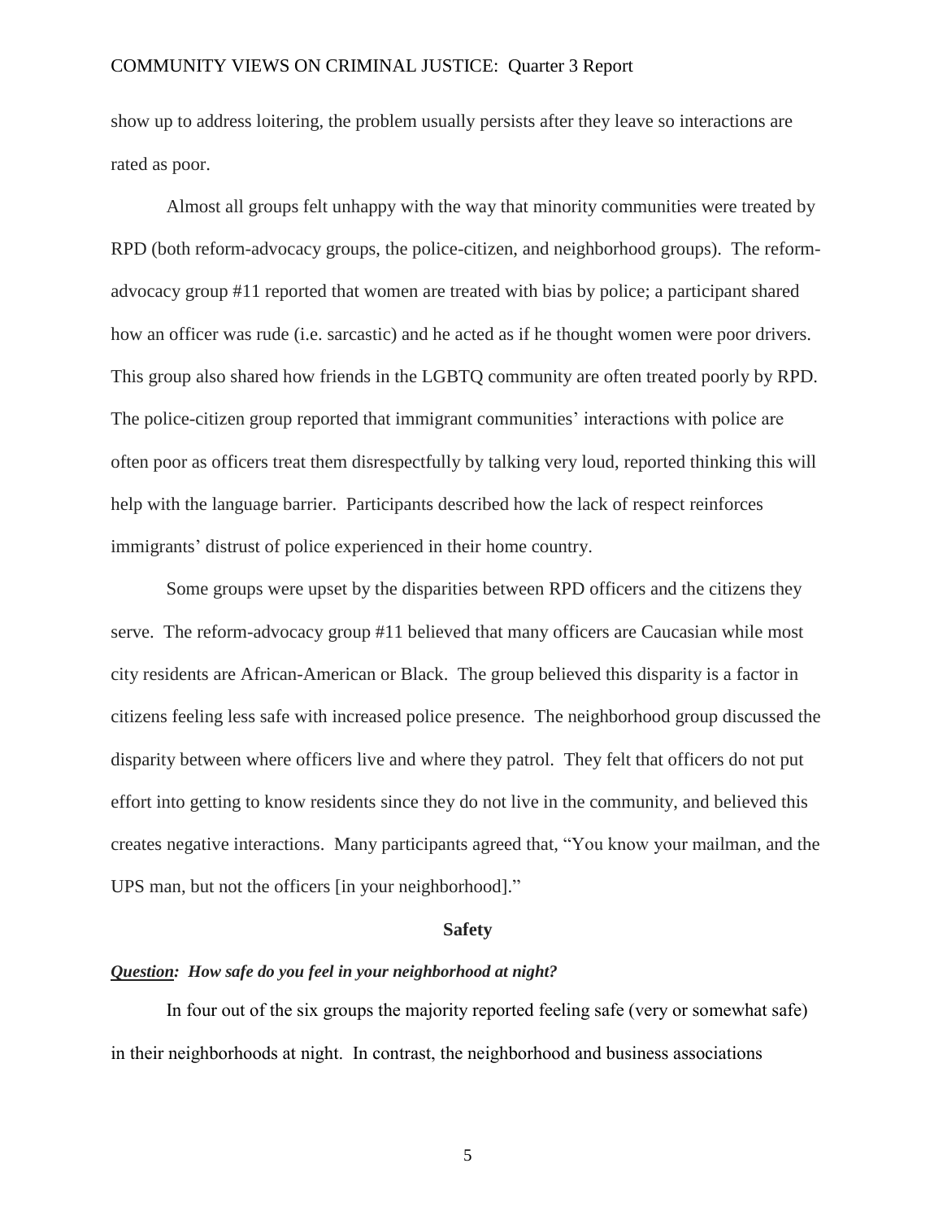show up to address loitering, the problem usually persists after they leave so interactions are rated as poor.

Almost all groups felt unhappy with the way that minority communities were treated by RPD (both reform-advocacy groups, the police-citizen, and neighborhood groups). The reform-advocacy group #11 reported that women are treated with bias by police; a participant shared how an officer was rude (i.e. sarcastic) and he acted as if he thought women were poor drivers. This group also shared how friends in the LGBTQ community are often treated poorly by RPD. The police-citizen group reported that immigrant communities' interactions with police are often poor as officers treat them disrespectfully by talking very loud, reported thinking this will help with the language barrier. Participants described how the lack of respect reinforces immigrants' distrust of police experienced in their home country.

Some groups were upset by the disparities between RPD officers and the citizens they serve. The reform-advocacy group #11 believed that many officers are Caucasian while most city residents are African-American or Black. The group believed this disparity is a factor in citizens feeling less safe with increased police presence. The neighborhood group discussed the disparity between where officers live and where they patrol. They felt that officers do not put effort into getting to know residents since they do not live in the community, and believed this creates negative interactions. Many participants agreed that, "You know your mailman, and the UPS man, but not the officers [in your neighborhood]."

## Safety

***Question:* How safe do you feel in your neighborhood at night?**

In four out of the six groups the majority reported feeling safe (very or somewhat safe) in their neighborhoods at night. In contrast, the neighborhood and business associations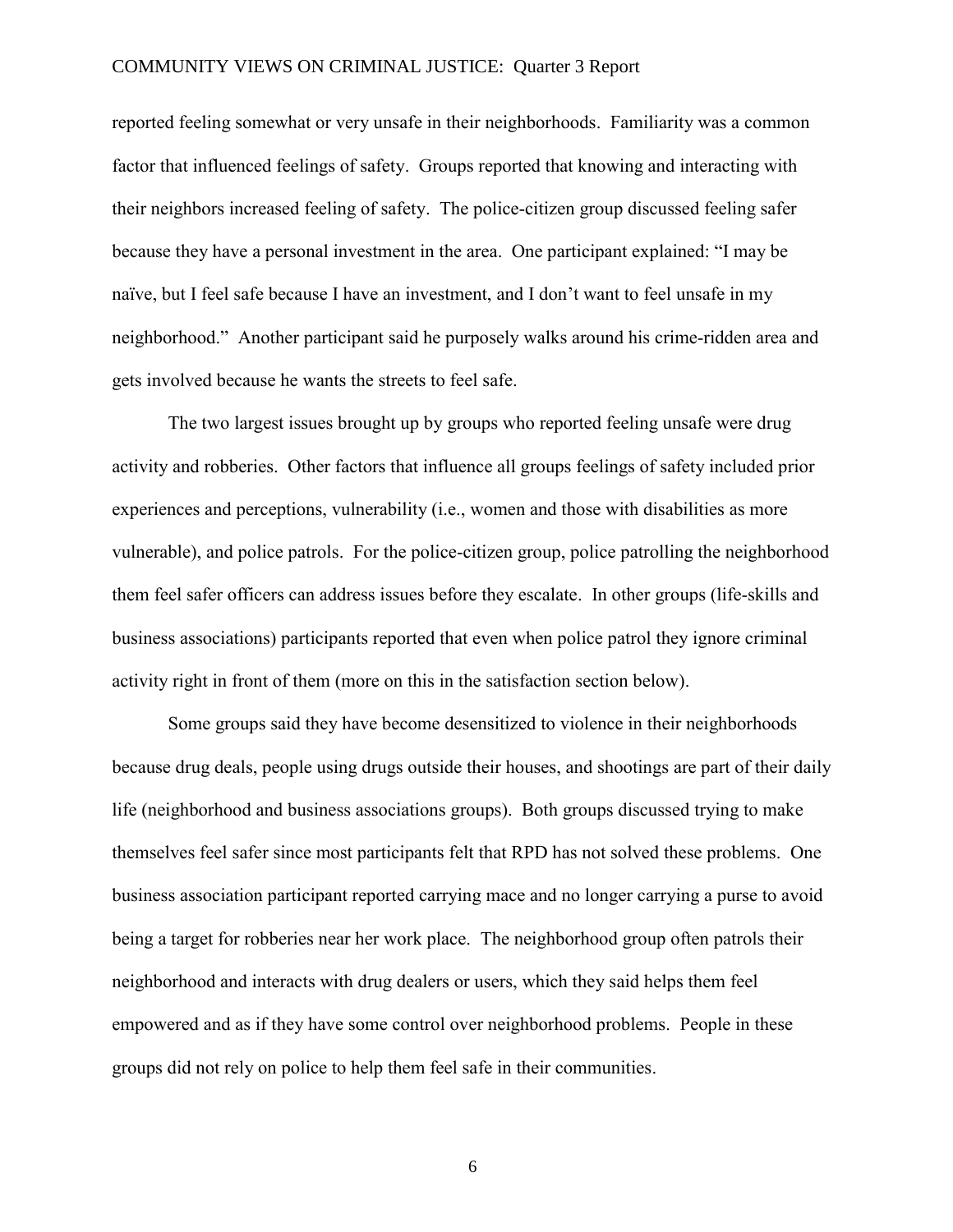reported feeling somewhat or very unsafe in their neighborhoods. Familiarity was a common factor that influenced feelings of safety. Groups reported that knowing and interacting with their neighbors increased feeling of safety. The police-citizen group discussed feeling safer because they have a personal investment in the area. One participant explained: "I may be naïve, but I feel safe because I have an investment, and I don't want to feel unsafe in my neighborhood." Another participant said he purposely walks around his crime-ridden area and gets involved because he wants the streets to feel safe.

The two largest issues brought up by groups who reported feeling unsafe were drug activity and robberies. Other factors that influence all groups feelings of safety included prior experiences and perceptions, vulnerability (i.e., women and those with disabilities as more vulnerable), and police patrols. For the police-citizen group, police patrolling the neighborhood them feel safer officers can address issues before they escalate. In other groups (life-skills and business associations) participants reported that even when police patrol they ignore criminal activity right in front of them (more on this in the satisfaction section below).

Some groups said they have become desensitized to violence in their neighborhoods because drug deals, people using drugs outside their houses, and shootings are part of their daily life (neighborhood and business associations groups). Both groups discussed trying to make themselves feel safer since most participants felt that RPD has not solved these problems. One business association participant reported carrying mace and no longer carrying a purse to avoid being a target for robberies near her work place. The neighborhood group often patrols their neighborhood and interacts with drug dealers or users, which they said helps them feel empowered and as if they have some control over neighborhood problems. People in these groups did not rely on police to help them feel safe in their communities.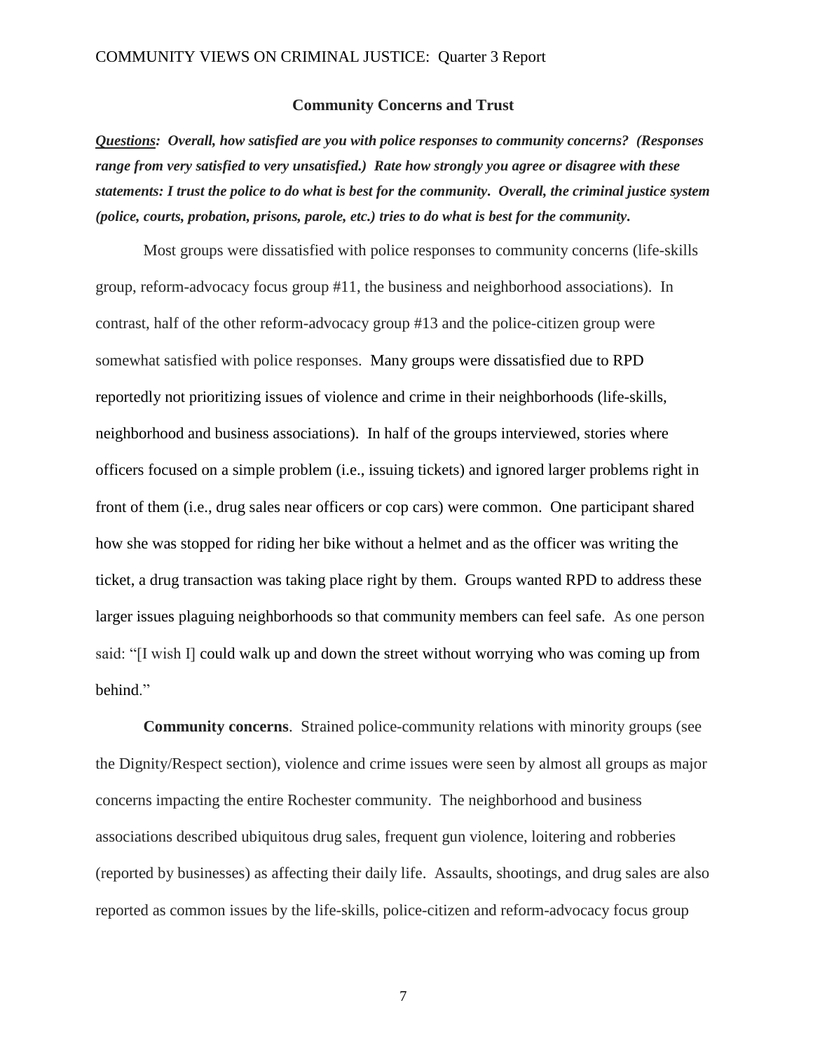## Community Concerns and Trust

***Questions*: Overall, how satisfied are you with police responses to community concerns? (Responses range from very satisfied to very unsatisfied.) Rate how strongly you agree or disagree with these statements: I trust the police to do what is best for the community. Overall, the criminal justice system (police, courts, probation, prisons, parole, etc.) tries to do what is best for the community.**

Most groups were dissatisfied with police responses to community concerns (life-skills group, reform-advocacy focus group #11, the business and neighborhood associations). In contrast, half of the other reform-advocacy group #13 and the police-citizen group were somewhat satisfied with police responses. Many groups were dissatisfied due to RPD reportedly not prioritizing issues of violence and crime in their neighborhoods (life-skills, neighborhood and business associations). In half of the groups interviewed, stories where officers focused on a simple problem (i.e., issuing tickets) and ignored larger problems right in front of them (i.e., drug sales near officers or cop cars) were common. One participant shared how she was stopped for riding her bike without a helmet and as the officer was writing the ticket, a drug transaction was taking place right by them. Groups wanted RPD to address these larger issues plaguing neighborhoods so that community members can feel safe. As one person said: "[I wish I] could walk up and down the street without worrying who was coming up from behind."

**Community concerns**. Strained police-community relations with minority groups (see the Dignity/Respect section), violence and crime issues were seen by almost all groups as major concerns impacting the entire Rochester community. The neighborhood and business associations described ubiquitous drug sales, frequent gun violence, loitering and robberies (reported by businesses) as affecting their daily life. Assaults, shootings, and drug sales are also reported as common issues by the life-skills, police-citizen and reform-advocacy focus group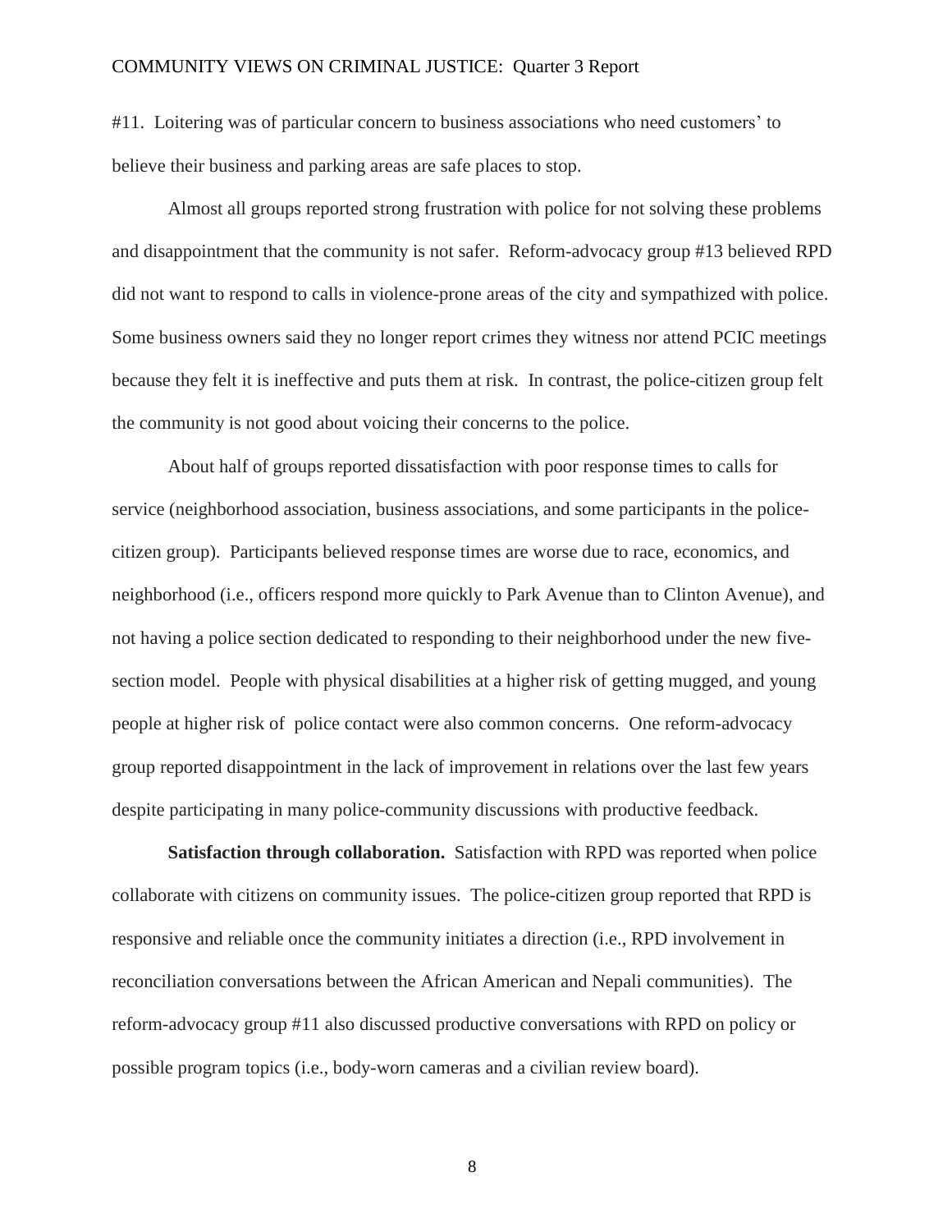#11. Loitering was of particular concern to business associations who need customers' to believe their business and parking areas are safe places to stop.

Almost all groups reported strong frustration with police for not solving these problems and disappointment that the community is not safer. Reform-advocacy group #13 believed RPD did not want to respond to calls in violence-prone areas of the city and sympathized with police. Some business owners said they no longer report crimes they witness nor attend PCIC meetings because they felt it is ineffective and puts them at risk. In contrast, the police-citizen group felt the community is not good about voicing their concerns to the police.

About half of groups reported dissatisfaction with poor response times to calls for service (neighborhood association, business associations, and some participants in the police-citizen group). Participants believed response times are worse due to race, economics, and neighborhood (i.e., officers respond more quickly to Park Avenue than to Clinton Avenue), and not having a police section dedicated to responding to their neighborhood under the new five-section model. People with physical disabilities at a higher risk of getting mugged, and young people at higher risk of police contact were also common concerns. One reform-advocacy group reported disappointment in the lack of improvement in relations over the last few years despite participating in many police-community discussions with productive feedback.

**Satisfaction through collaboration.** Satisfaction with RPD was reported when police collaborate with citizens on community issues. The police-citizen group reported that RPD is responsive and reliable once the community initiates a direction (i.e., RPD involvement in reconciliation conversations between the African American and Nepali communities). The reform-advocacy group #11 also discussed productive conversations with RPD on policy or possible program topics (i.e., body-worn cameras and a civilian review board).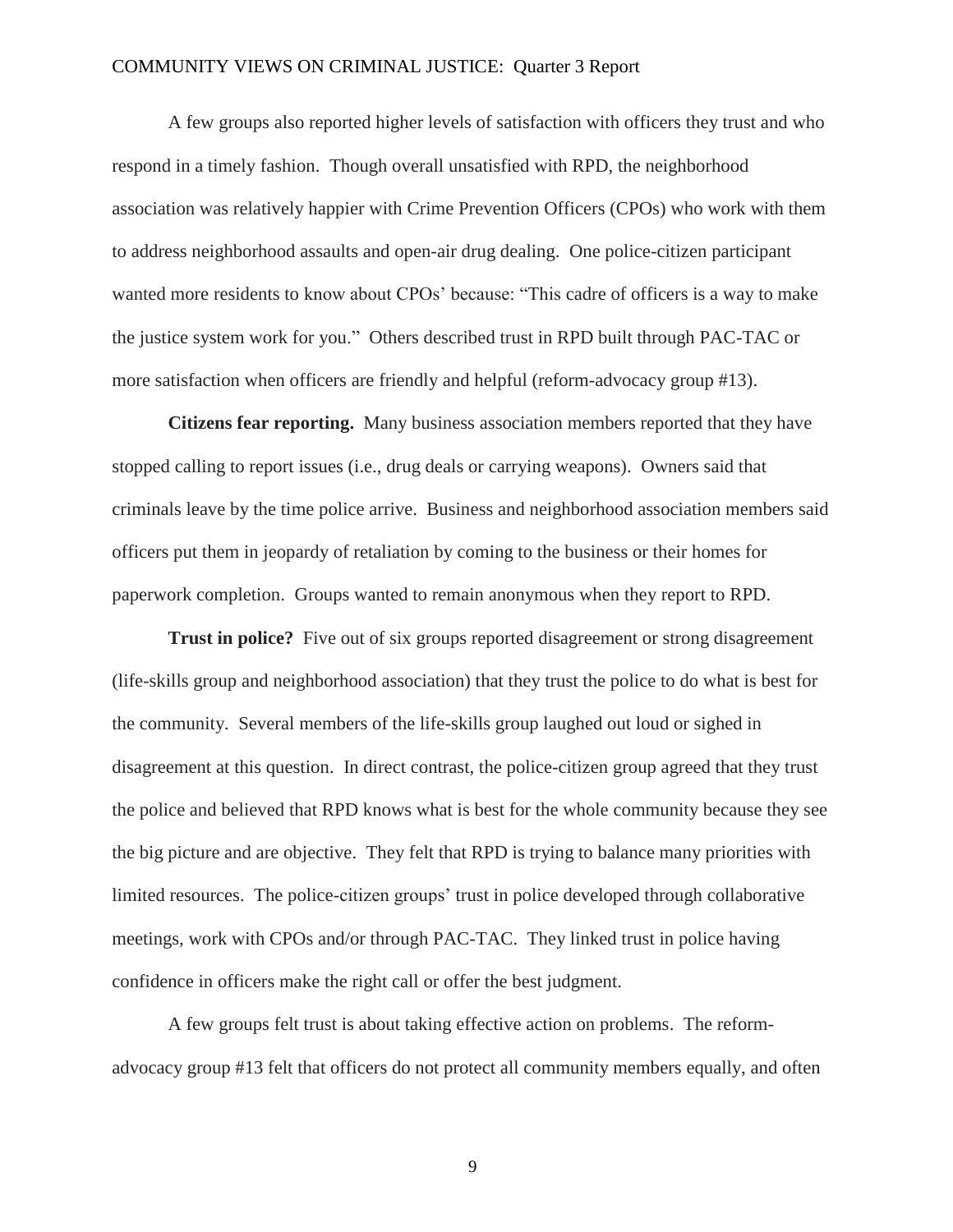A few groups also reported higher levels of satisfaction with officers they trust and who respond in a timely fashion. Though overall unsatisfied with RPD, the neighborhood association was relatively happier with Crime Prevention Officers (CPOs) who work with them to address neighborhood assaults and open-air drug dealing. One police-citizen participant wanted more residents to know about CPOs' because: "This cadre of officers is a way to make the justice system work for you." Others described trust in RPD built through PAC-TAC or more satisfaction when officers are friendly and helpful (reform-advocacy group #13).

**Citizens fear reporting.** Many business association members reported that they have stopped calling to report issues (i.e., drug deals or carrying weapons). Owners said that criminals leave by the time police arrive. Business and neighborhood association members said officers put them in jeopardy of retaliation by coming to the business or their homes for paperwork completion. Groups wanted to remain anonymous when they report to RPD.

**Trust in police?** Five out of six groups reported disagreement or strong disagreement (life-skills group and neighborhood association) that they trust the police to do what is best for the community. Several members of the life-skills group laughed out loud or sighed in disagreement at this question. In direct contrast, the police-citizen group agreed that they trust the police and believed that RPD knows what is best for the whole community because they see the big picture and are objective. They felt that RPD is trying to balance many priorities with limited resources. The police-citizen groups' trust in police developed through collaborative meetings, work with CPOs and/or through PAC-TAC. They linked trust in police having confidence in officers make the right call or offer the best judgment.

A few groups felt trust is about taking effective action on problems. The reform-advocacy group #13 felt that officers do not protect all community members equally, and often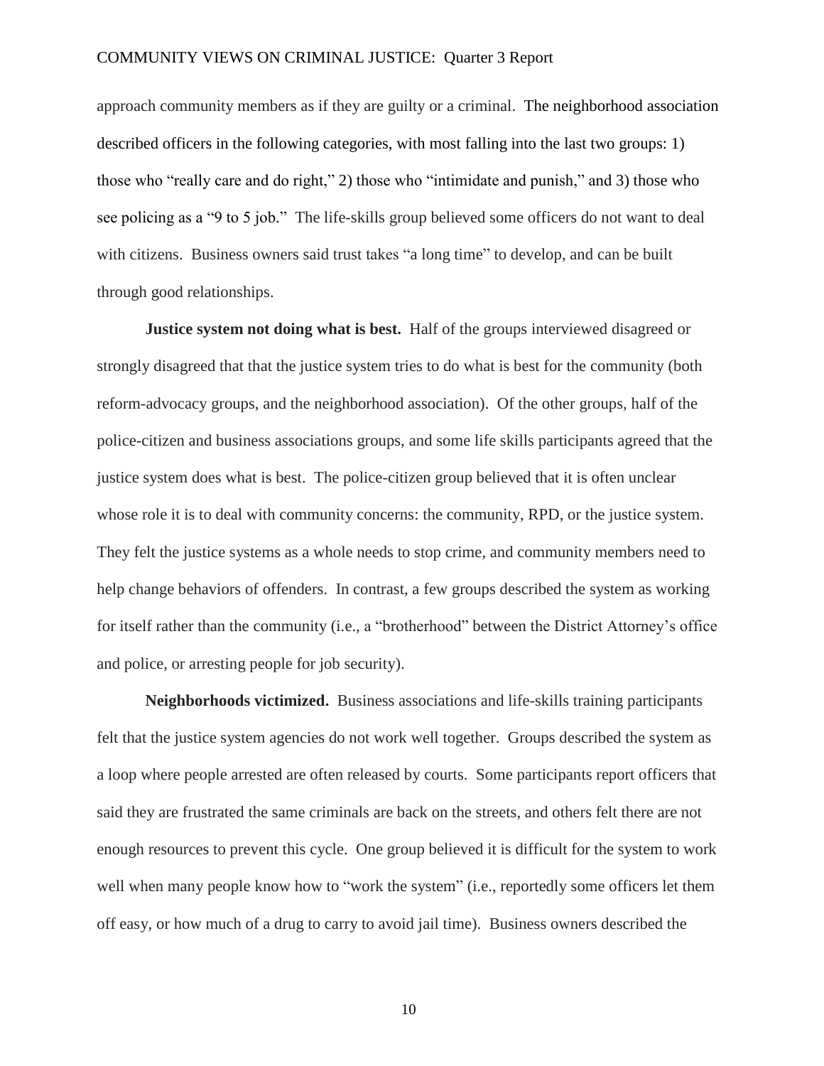approach community members as if they are guilty or a criminal. The neighborhood association described officers in the following categories, with most falling into the last two groups: 1) those who "really care and do right," 2) those who "intimidate and punish," and 3) those who see policing as a "9 to 5 job." The life-skills group believed some officers do not want to deal with citizens. Business owners said trust takes "a long time" to develop, and can be built through good relationships.

**Justice system not doing what is best.** Half of the groups interviewed disagreed or strongly disagreed that that the justice system tries to do what is best for the community (both reform-advocacy groups, and the neighborhood association). Of the other groups, half of the police-citizen and business associations groups, and some life skills participants agreed that the justice system does what is best. The police-citizen group believed that it is often unclear whose role it is to deal with community concerns: the community, RPD, or the justice system. They felt the justice systems as a whole needs to stop crime, and community members need to help change behaviors of offenders. In contrast, a few groups described the system as working for itself rather than the community (i.e., a "brotherhood" between the District Attorney's office and police, or arresting people for job security).

**Neighborhoods victimized.** Business associations and life-skills training participants felt that the justice system agencies do not work well together. Groups described the system as a loop where people arrested are often released by courts. Some participants report officers that said they are frustrated the same criminals are back on the streets, and others felt there are not enough resources to prevent this cycle. One group believed it is difficult for the system to work well when many people know how to "work the system" (i.e., reportedly some officers let them off easy, or how much of a drug to carry to avoid jail time). Business owners described the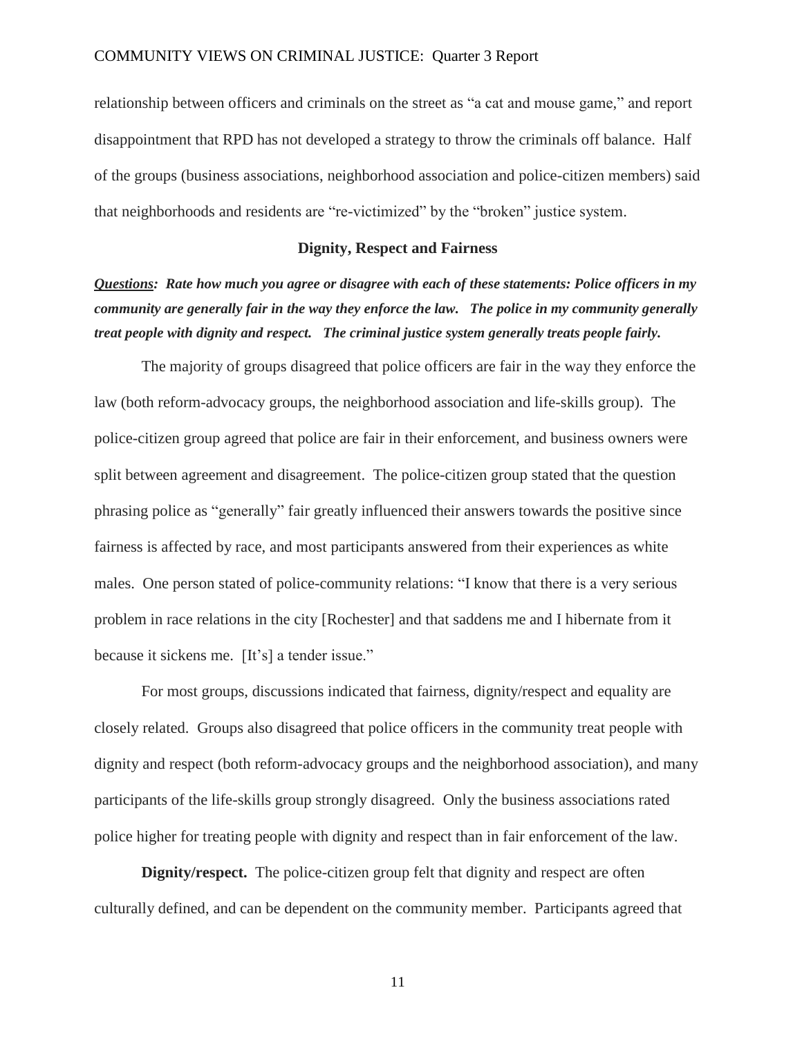relationship between officers and criminals on the street as "a cat and mouse game," and report disappointment that RPD has not developed a strategy to throw the criminals off balance. Half of the groups (business associations, neighborhood association and police-citizen members) said that neighborhoods and residents are "re-victimized" by the "broken" justice system.

## Dignity, Respect and Fairness

***Questions**: Rate how much you agree or disagree with each of these statements: Police officers in my community are generally fair in the way they enforce the law. The police in my community generally treat people with dignity and respect. The criminal justice system generally treats people fairly.*

The majority of groups disagreed that police officers are fair in the way they enforce the law (both reform-advocacy groups, the neighborhood association and life-skills group). The police-citizen group agreed that police are fair in their enforcement, and business owners were split between agreement and disagreement. The police-citizen group stated that the question phrasing police as "generally" fair greatly influenced their answers towards the positive since fairness is affected by race, and most participants answered from their experiences as white males. One person stated of police-community relations: "I know that there is a very serious problem in race relations in the city [Rochester] and that saddens me and I hibernate from it because it sickens me. [It's] a tender issue."

For most groups, discussions indicated that fairness, dignity/respect and equality are closely related. Groups also disagreed that police officers in the community treat people with dignity and respect (both reform-advocacy groups and the neighborhood association), and many participants of the life-skills group strongly disagreed. Only the business associations rated police higher for treating people with dignity and respect than in fair enforcement of the law.

**Dignity/respect.** The police-citizen group felt that dignity and respect are often culturally defined, and can be dependent on the community member. Participants agreed that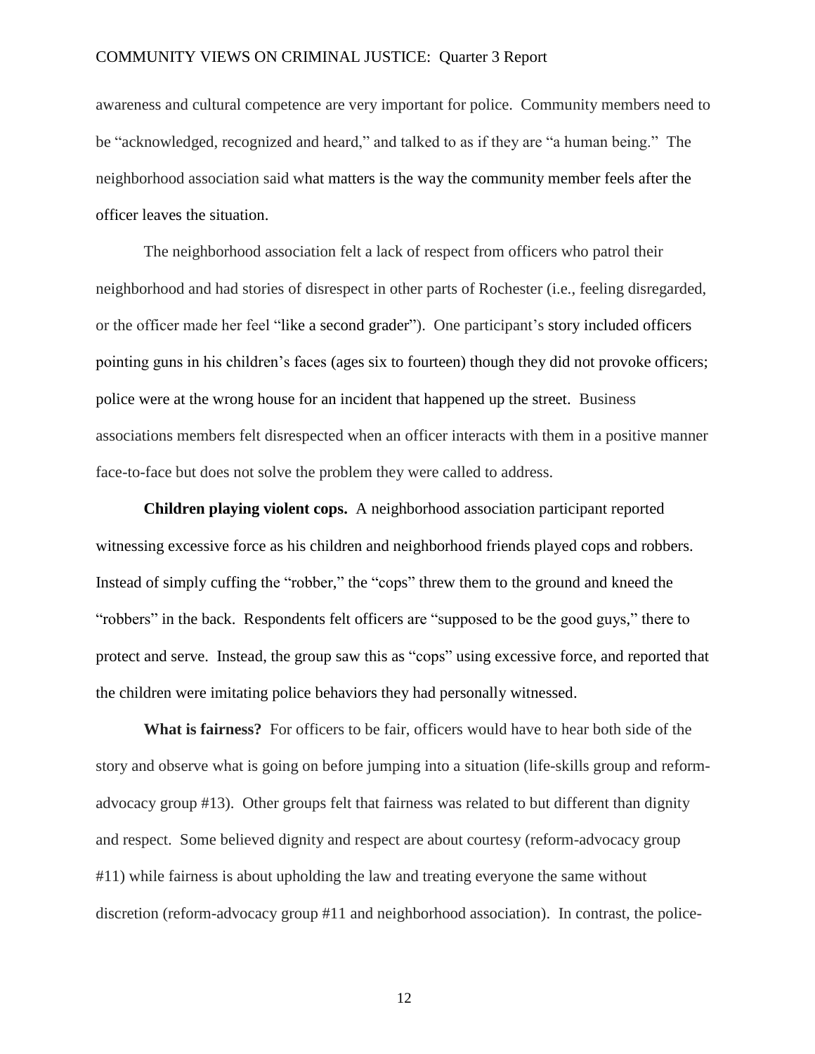awareness and cultural competence are very important for police. Community members need to be "acknowledged, recognized and heard," and talked to as if they are "a human being." The neighborhood association said what matters is the way the community member feels after the officer leaves the situation.

The neighborhood association felt a lack of respect from officers who patrol their neighborhood and had stories of disrespect in other parts of Rochester (i.e., feeling disregarded, or the officer made her feel "like a second grader"). One participant's story included officers pointing guns in his children's faces (ages six to fourteen) though they did not provoke officers; police were at the wrong house for an incident that happened up the street. Business associations members felt disrespected when an officer interacts with them in a positive manner face-to-face but does not solve the problem they were called to address.

**Children playing violent cops.** A neighborhood association participant reported witnessing excessive force as his children and neighborhood friends played cops and robbers. Instead of simply cuffing the "robber," the "cops" threw them to the ground and kneed the "robbers" in the back. Respondents felt officers are "supposed to be the good guys," there to protect and serve. Instead, the group saw this as "cops" using excessive force, and reported that the children were imitating police behaviors they had personally witnessed.

**What is fairness?** For officers to be fair, officers would have to hear both side of the story and observe what is going on before jumping into a situation (life-skills group and reform-advocacy group #13). Other groups felt that fairness was related to but different than dignity and respect. Some believed dignity and respect are about courtesy (reform-advocacy group #11) while fairness is about upholding the law and treating everyone the same without discretion (reform-advocacy group #11 and neighborhood association). In contrast, the police-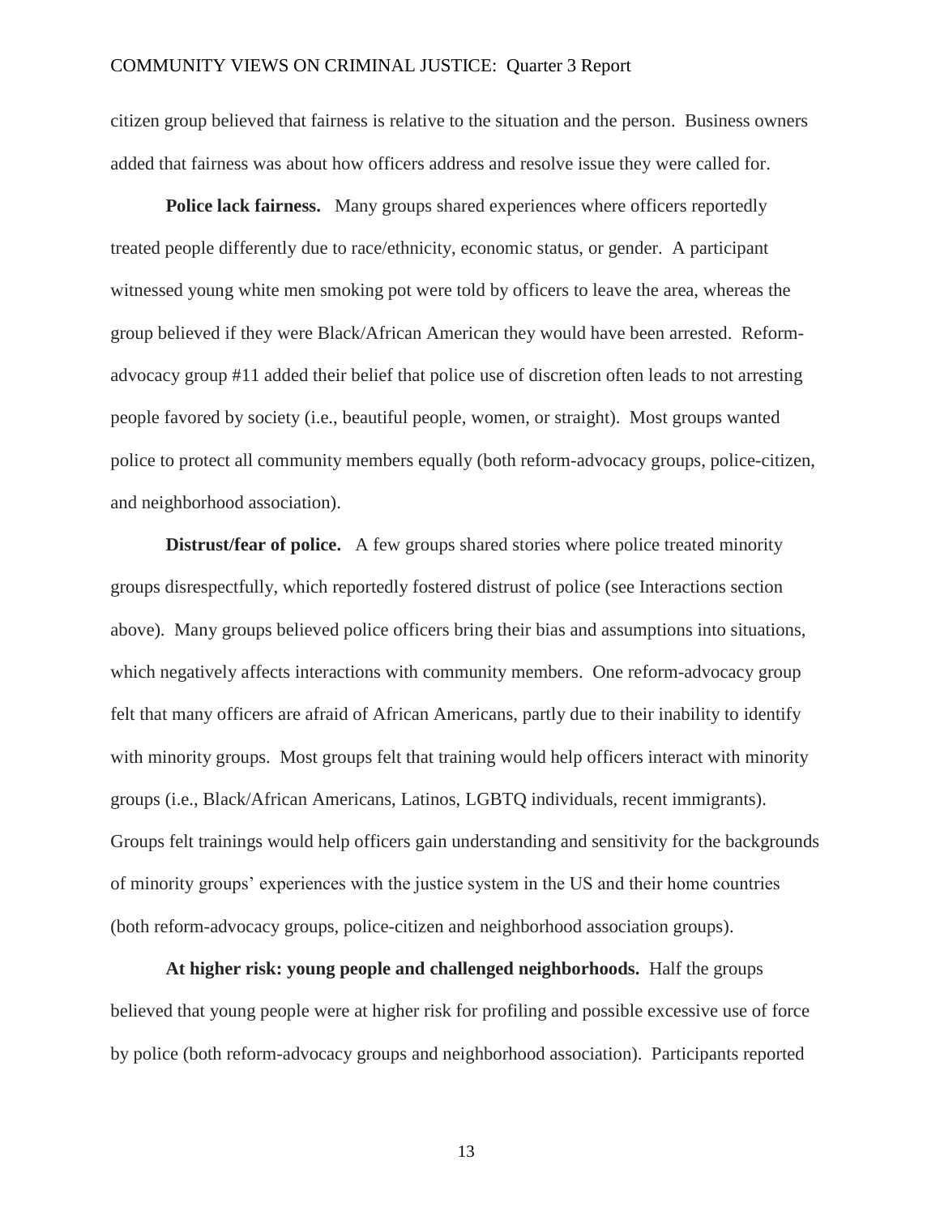citizen group believed that fairness is relative to the situation and the person. Business owners added that fairness was about how officers address and resolve issue they were called for.

**Police lack fairness.** Many groups shared experiences where officers reportedly treated people differently due to race/ethnicity, economic status, or gender. A participant witnessed young white men smoking pot were told by officers to leave the area, whereas the group believed if they were Black/African American they would have been arrested. Reform-advocacy group #11 added their belief that police use of discretion often leads to not arresting people favored by society (i.e., beautiful people, women, or straight). Most groups wanted police to protect all community members equally (both reform-advocacy groups, police-citizen, and neighborhood association).

**Distrust/fear of police.** A few groups shared stories where police treated minority groups disrespectfully, which reportedly fostered distrust of police (see Interactions section above). Many groups believed police officers bring their bias and assumptions into situations, which negatively affects interactions with community members. One reform-advocacy group felt that many officers are afraid of African Americans, partly due to their inability to identify with minority groups. Most groups felt that training would help officers interact with minority groups (i.e., Black/African Americans, Latinos, LGBTQ individuals, recent immigrants). Groups felt trainings would help officers gain understanding and sensitivity for the backgrounds of minority groups' experiences with the justice system in the US and their home countries (both reform-advocacy groups, police-citizen and neighborhood association groups).

**At higher risk: young people and challenged neighborhoods.** Half the groups believed that young people were at higher risk for profiling and possible excessive use of force by police (both reform-advocacy groups and neighborhood association). Participants reported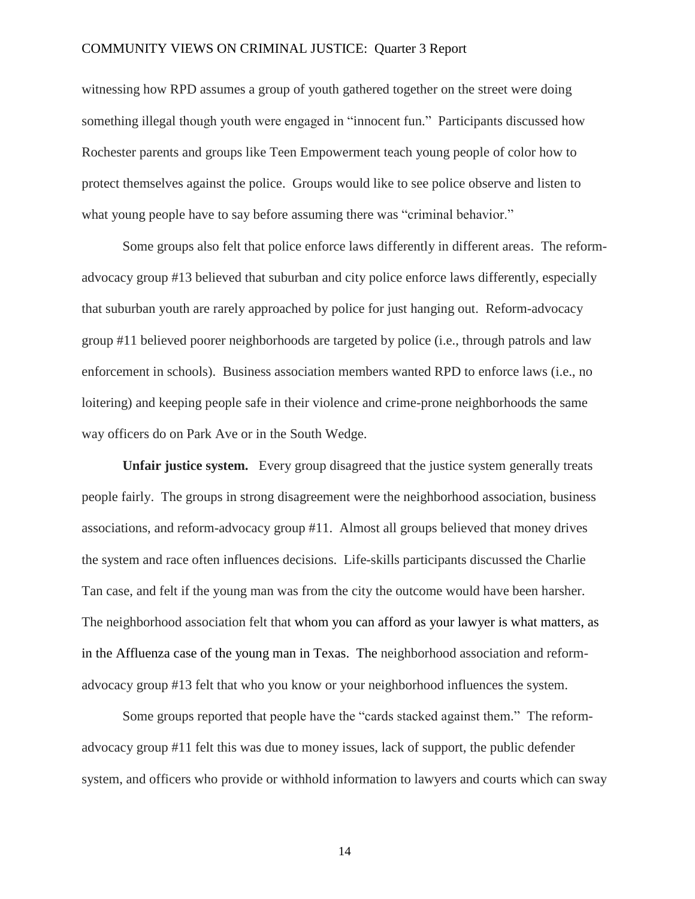witnessing how RPD assumes a group of youth gathered together on the street were doing something illegal though youth were engaged in "innocent fun." Participants discussed how Rochester parents and groups like Teen Empowerment teach young people of color how to protect themselves against the police. Groups would like to see police observe and listen to what young people have to say before assuming there was "criminal behavior."

Some groups also felt that police enforce laws differently in different areas. The reform-advocacy group #13 believed that suburban and city police enforce laws differently, especially that suburban youth are rarely approached by police for just hanging out. Reform-advocacy group #11 believed poorer neighborhoods are targeted by police (i.e., through patrols and law enforcement in schools). Business association members wanted RPD to enforce laws (i.e., no loitering) and keeping people safe in their violence and crime-prone neighborhoods the same way officers do on Park Ave or in the South Wedge.

**Unfair justice system.** Every group disagreed that the justice system generally treats people fairly. The groups in strong disagreement were the neighborhood association, business associations, and reform-advocacy group #11. Almost all groups believed that money drives the system and race often influences decisions. Life-skills participants discussed the Charlie Tan case, and felt if the young man was from the city the outcome would have been harsher. The neighborhood association felt that whom you can afford as your lawyer is what matters, as in the Affluenza case of the young man in Texas. The neighborhood association and reform-advocacy group #13 felt that who you know or your neighborhood influences the system.

Some groups reported that people have the "cards stacked against them." The reform-advocacy group #11 felt this was due to money issues, lack of support, the public defender system, and officers who provide or withhold information to lawyers and courts which can sway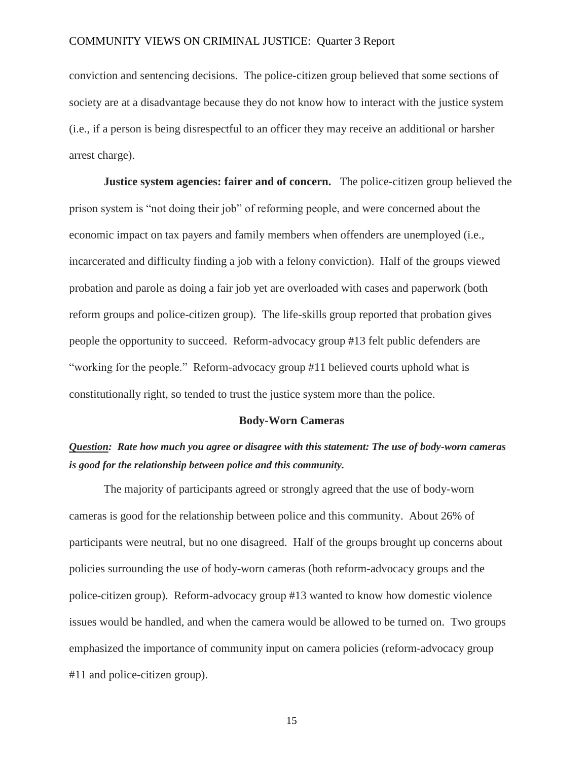conviction and sentencing decisions. The police-citizen group believed that some sections of society are at a disadvantage because they do not know how to interact with the justice system (i.e., if a person is being disrespectful to an officer they may receive an additional or harsher arrest charge).

**Justice system agencies: fairer and of concern.** The police-citizen group believed the prison system is "not doing their job" of reforming people, and were concerned about the economic impact on tax payers and family members when offenders are unemployed (i.e., incarcerated and difficulty finding a job with a felony conviction). Half of the groups viewed probation and parole as doing a fair job yet are overloaded with cases and paperwork (both reform groups and police-citizen group). The life-skills group reported that probation gives people the opportunity to succeed. Reform-advocacy group #13 felt public defenders are "working for the people." Reform-advocacy group #11 believed courts uphold what is constitutionally right, so tended to trust the justice system more than the police.

## Body-Worn Cameras

***Question:*** ***Rate how much you agree or disagree with this statement: The use of body-worn cameras is good for the relationship between police and this community.***

The majority of participants agreed or strongly agreed that the use of body-worn cameras is good for the relationship between police and this community. About 26% of participants were neutral, but no one disagreed. Half of the groups brought up concerns about policies surrounding the use of body-worn cameras (both reform-advocacy groups and the police-citizen group). Reform-advocacy group #13 wanted to know how domestic violence issues would be handled, and when the camera would be allowed to be turned on. Two groups emphasized the importance of community input on camera policies (reform-advocacy group #11 and police-citizen group).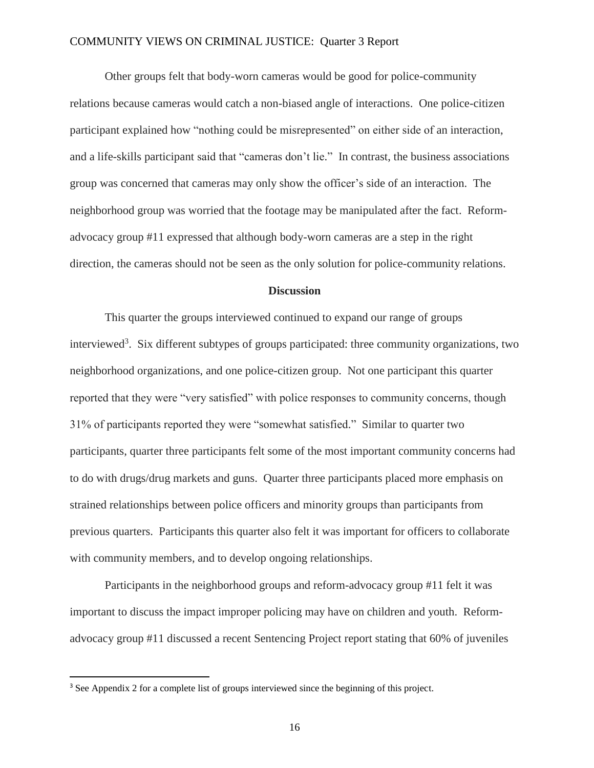Other groups felt that body-worn cameras would be good for police-community relations because cameras would catch a non-biased angle of interactions. One police-citizen participant explained how "nothing could be misrepresented" on either side of an interaction, and a life-skills participant said that "cameras don't lie." In contrast, the business associations group was concerned that cameras may only show the officer's side of an interaction. The neighborhood group was worried that the footage may be manipulated after the fact. Reform-advocacy group #11 expressed that although body-worn cameras are a step in the right direction, the cameras should not be seen as the only solution for police-community relations.

## Discussion

This quarter the groups interviewed continued to expand our range of groups interviewed[3]. Six different subtypes of groups participated: three community organizations, two neighborhood organizations, and one police-citizen group. Not one participant this quarter reported that they were "very satisfied" with police responses to community concerns, though 31% of participants reported they were "somewhat satisfied." Similar to quarter two participants, quarter three participants felt some of the most important community concerns had to do with drugs/drug markets and guns. Quarter three participants placed more emphasis on strained relationships between police officers and minority groups than participants from previous quarters. Participants this quarter also felt it was important for officers to collaborate with community members, and to develop ongoing relationships.

Participants in the neighborhood groups and reform-advocacy group #11 felt it was important to discuss the impact improper policing may have on children and youth. Reform-advocacy group #11 discussed a recent Sentencing Project report stating that 60% of juveniles

[3] See Appendix 2 for a complete list of groups interviewed since the beginning of this project.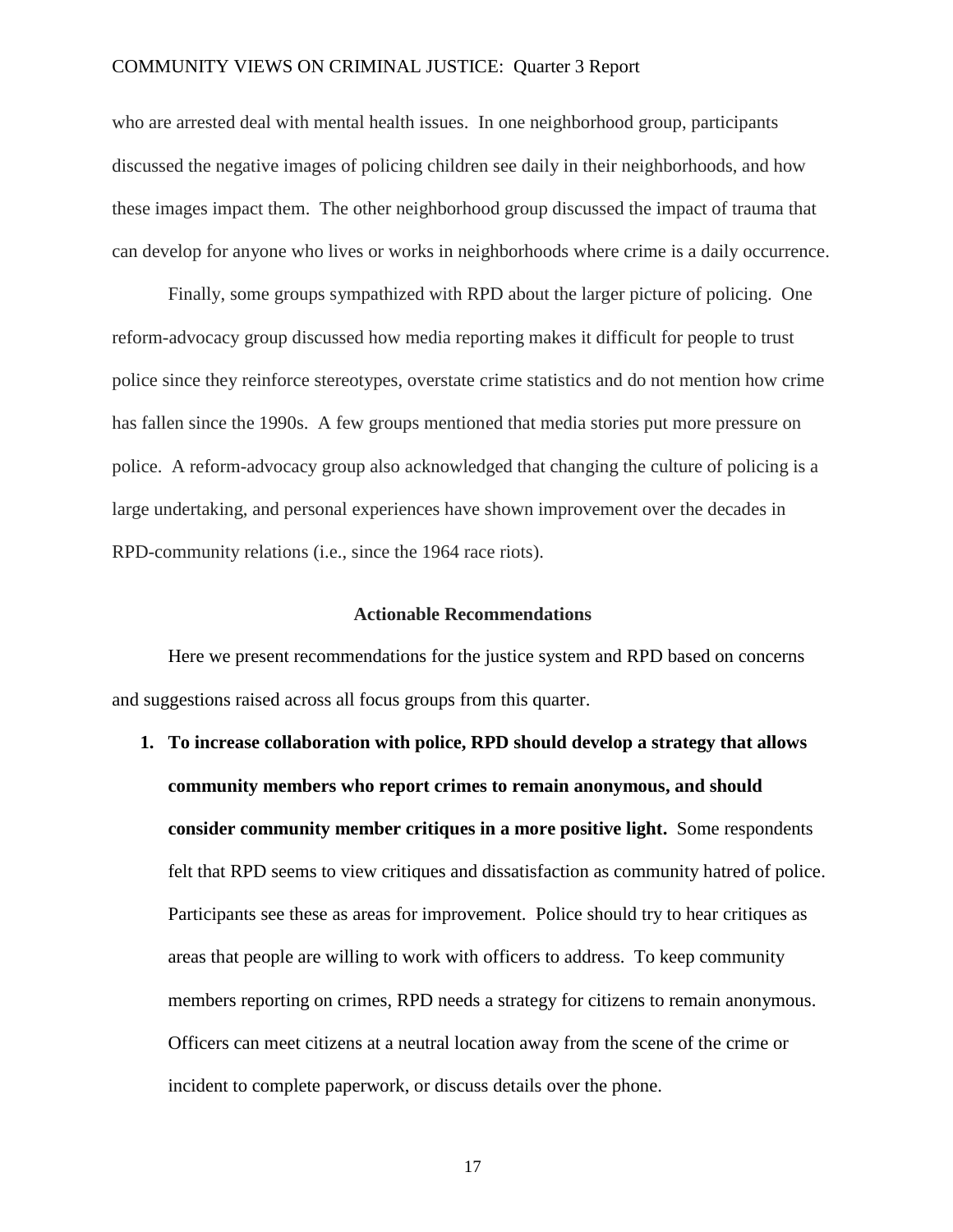who are arrested deal with mental health issues. In one neighborhood group, participants discussed the negative images of policing children see daily in their neighborhoods, and how these images impact them. The other neighborhood group discussed the impact of trauma that can develop for anyone who lives or works in neighborhoods where crime is a daily occurrence.

Finally, some groups sympathized with RPD about the larger picture of policing. One reform-advocacy group discussed how media reporting makes it difficult for people to trust police since they reinforce stereotypes, overstate crime statistics and do not mention how crime has fallen since the 1990s. A few groups mentioned that media stories put more pressure on police. A reform-advocacy group also acknowledged that changing the culture of policing is a large undertaking, and personal experiences have shown improvement over the decades in RPD-community relations (i.e., since the 1964 race riots).

## Actionable Recommendations

Here we present recommendations for the justice system and RPD based on concerns and suggestions raised across all focus groups from this quarter.

1. **To increase collaboration with police, RPD should develop a strategy that allows community members who report crimes to remain anonymous, and should consider community member critiques in a more positive light.** Some respondents felt that RPD seems to view critiques and dissatisfaction as community hatred of police. Participants see these as areas for improvement. Police should try to hear critiques as areas that people are willing to work with officers to address. To keep community members reporting on crimes, RPD needs a strategy for citizens to remain anonymous. Officers can meet citizens at a neutral location away from the scene of the crime or incident to complete paperwork, or discuss details over the phone.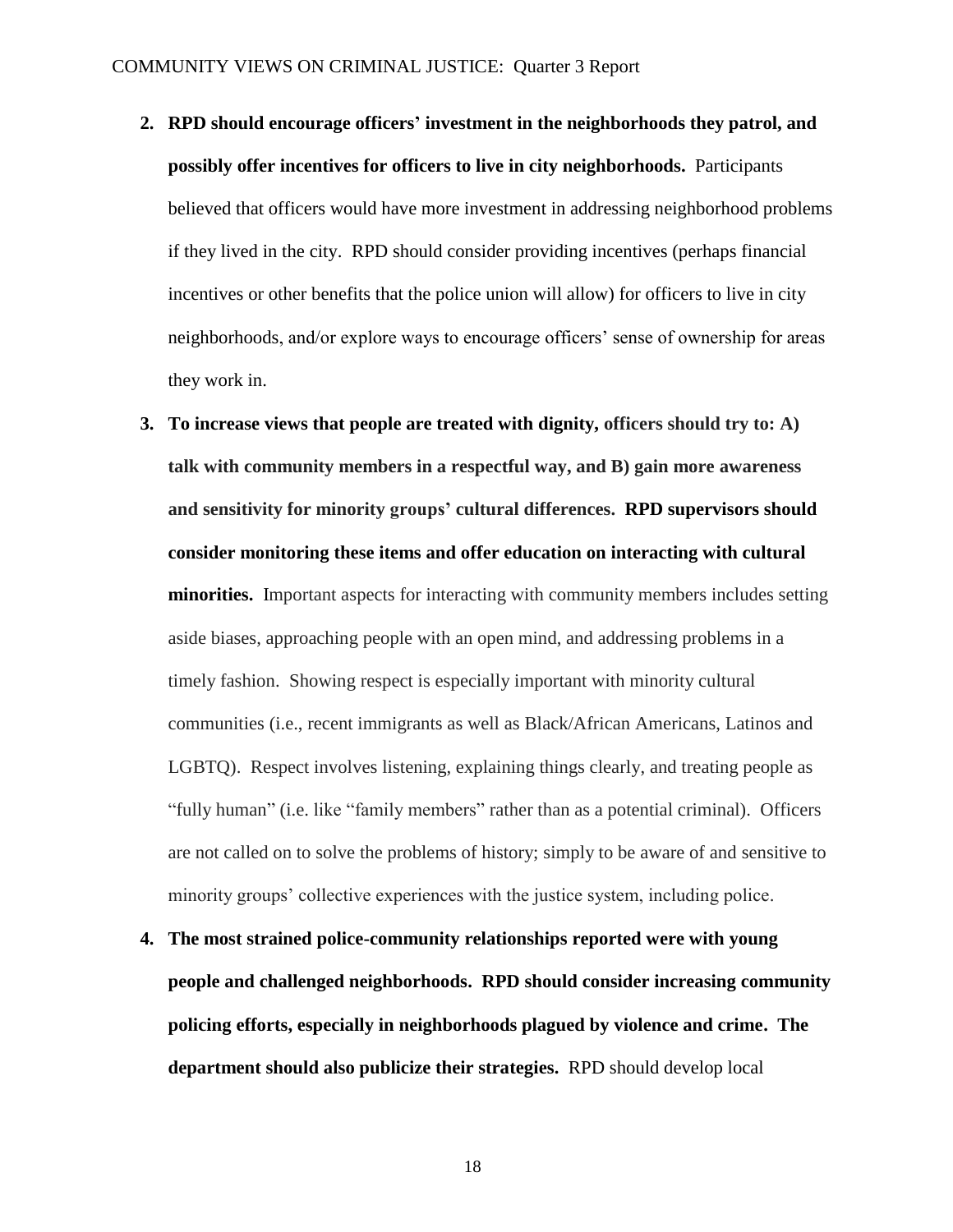2. **RPD should encourage officers' investment in the neighborhoods they patrol, and possibly offer incentives for officers to live in city neighborhoods.** Participants believed that officers would have more investment in addressing neighborhood problems if they lived in the city. RPD should consider providing incentives (perhaps financial incentives or other benefits that the police union will allow) for officers to live in city neighborhoods, and/or explore ways to encourage officers' sense of ownership for areas they work in.

3. **To increase views that people are treated with dignity, officers should try to: A) talk with community members in a respectful way, and B) gain more awareness and sensitivity for minority groups' cultural differences. RPD supervisors should consider monitoring these items and offer education on interacting with cultural minorities.** Important aspects for interacting with community members includes setting aside biases, approaching people with an open mind, and addressing problems in a timely fashion. Showing respect is especially important with minority cultural communities (i.e., recent immigrants as well as Black/African Americans, Latinos and LGBTQ). Respect involves listening, explaining things clearly, and treating people as "fully human" (i.e. like "family members" rather than as a potential criminal). Officers are not called on to solve the problems of history; simply to be aware of and sensitive to minority groups' collective experiences with the justice system, including police.

4. **The most strained police-community relationships reported were with young people and challenged neighborhoods. RPD should consider increasing community policing efforts, especially in neighborhoods plagued by violence and crime. The department should also publicize their strategies.** RPD should develop local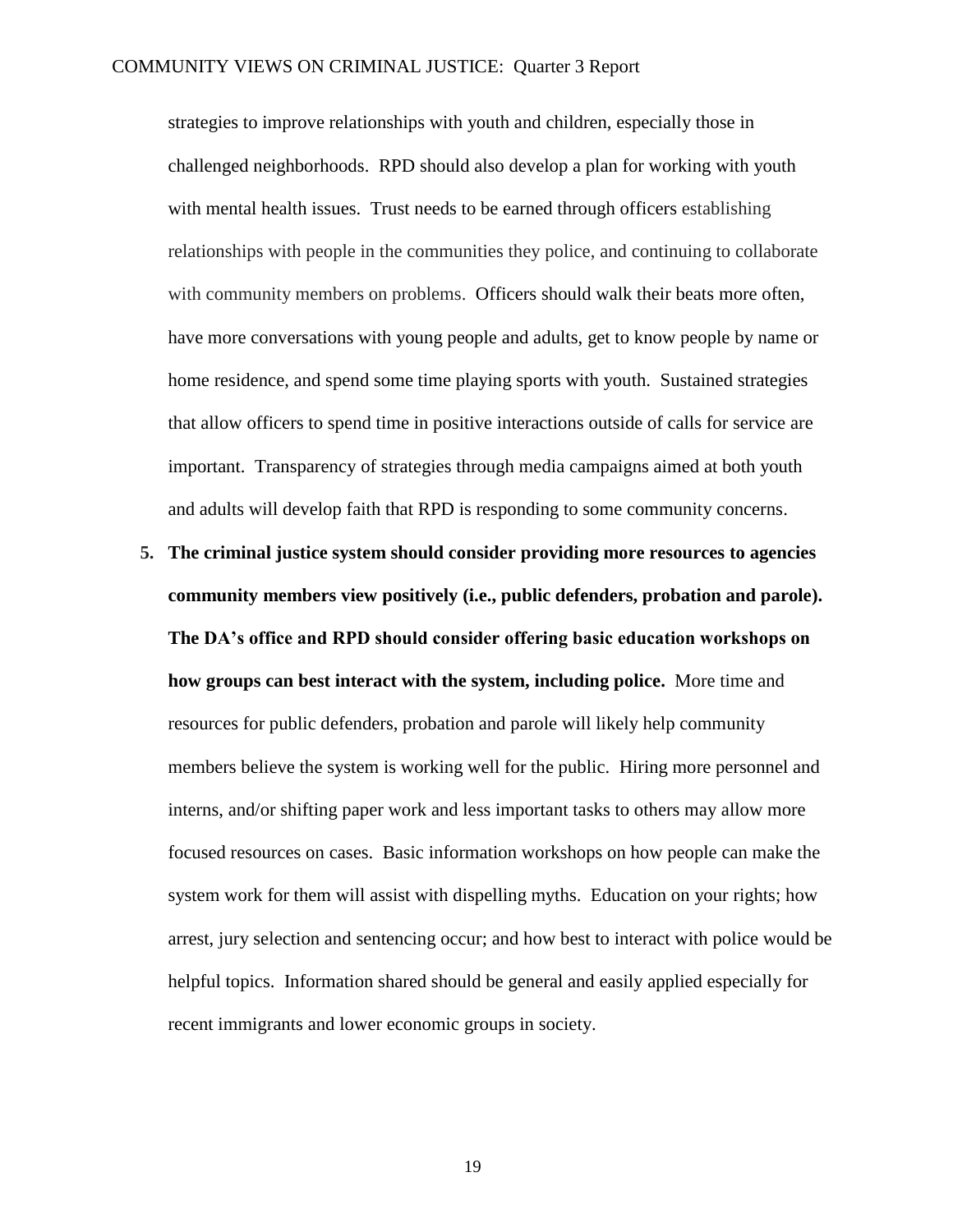strategies to improve relationships with youth and children, especially those in challenged neighborhoods. RPD should also develop a plan for working with youth with mental health issues. Trust needs to be earned through officers establishing relationships with people in the communities they police, and continuing to collaborate with community members on problems. Officers should walk their beats more often, have more conversations with young people and adults, get to know people by name or home residence, and spend some time playing sports with youth. Sustained strategies that allow officers to spend time in positive interactions outside of calls for service are important. Transparency of strategies through media campaigns aimed at both youth and adults will develop faith that RPD is responding to some community concerns.

5. **The criminal justice system should consider providing more resources to agencies community members view positively (i.e., public defenders, probation and parole). The DA's office and RPD should consider offering basic education workshops on how groups can best interact with the system, including police.** More time and resources for public defenders, probation and parole will likely help community members believe the system is working well for the public. Hiring more personnel and interns, and/or shifting paper work and less important tasks to others may allow more focused resources on cases. Basic information workshops on how people can make the system work for them will assist with dispelling myths. Education on your rights; how arrest, jury selection and sentencing occur; and how best to interact with police would be helpful topics. Information shared should be general and easily applied especially for recent immigrants and lower economic groups in society.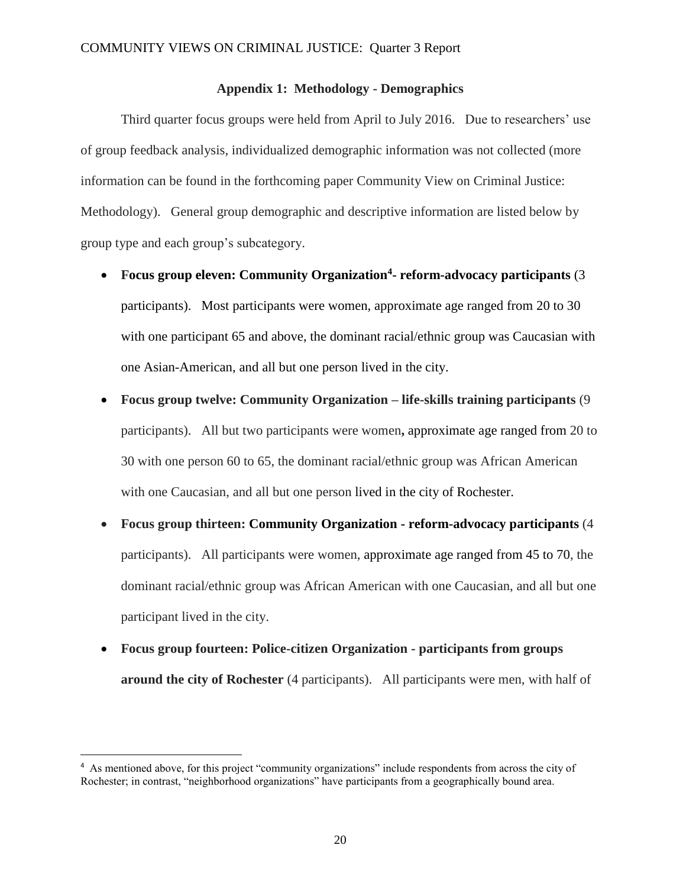## Appendix 1: Methodology - Demographics

Third quarter focus groups were held from April to July 2016. Due to researchers' use of group feedback analysis, individualized demographic information was not collected (more information can be found in the forthcoming paper Community View on Criminal Justice: Methodology). General group demographic and descriptive information are listed below by group type and each group's subcategory.

- **Focus group eleven: Community Organization[4]- reform-advocacy participants** (3 participants). Most participants were women, approximate age ranged from 20 to 30 with one participant 65 and above, the dominant racial/ethnic group was Caucasian with one Asian-American, and all but one person lived in the city.
- **Focus group twelve: Community Organization – life-skills training participants** (9 participants). All but two participants were women**,** approximate age ranged from 20 to 30 with one person 60 to 65, the dominant racial/ethnic group was African American with one Caucasian, and all but one person lived in the city of Rochester.
- **Focus group thirteen: Community Organization - reform-advocacy participants** (4 participants). All participants were women, approximate age ranged from 45 to 70, the dominant racial/ethnic group was African American with one Caucasian, and all but one participant lived in the city.
- **Focus group fourteen: Police-citizen Organization - participants from groups around the city of Rochester** (4 participants). All participants were men, with half of

[4] As mentioned above, for this project "community organizations" include respondents from across the city of Rochester; in contrast, "neighborhood organizations" have participants from a geographically bound area.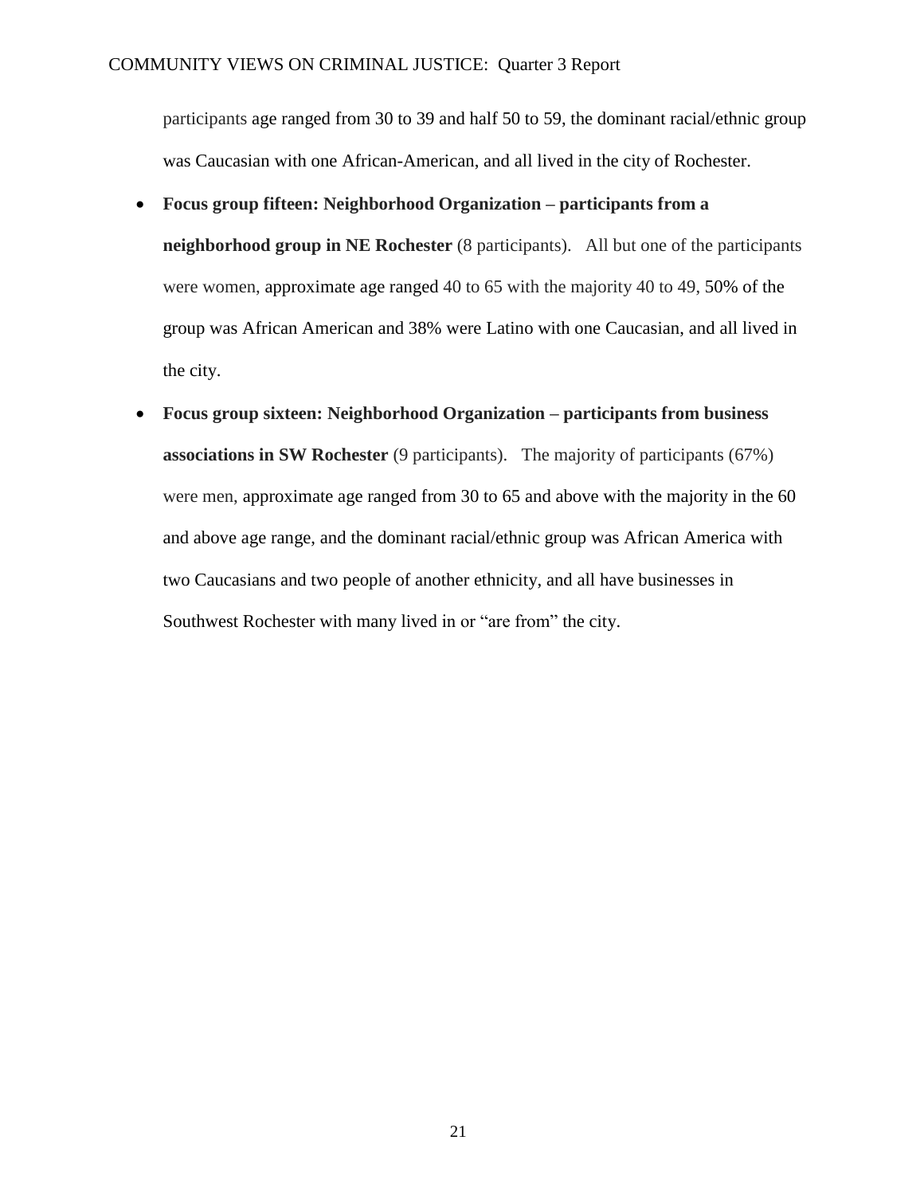participants age ranged from 30 to 39 and half 50 to 59, the dominant racial/ethnic group was Caucasian with one African-American, and all lived in the city of Rochester.

- **Focus group fifteen: Neighborhood Organization – participants from a neighborhood group in NE Rochester** (8 participants). All but one of the participants were women, approximate age ranged 40 to 65 with the majority 40 to 49, 50% of the group was African American and 38% were Latino with one Caucasian, and all lived in the city.
- **Focus group sixteen: Neighborhood Organization – participants from business associations in SW Rochester** (9 participants). The majority of participants (67%) were men, approximate age ranged from 30 to 65 and above with the majority in the 60 and above age range, and the dominant racial/ethnic group was African America with two Caucasians and two people of another ethnicity, and all have businesses in Southwest Rochester with many lived in or "are from" the city.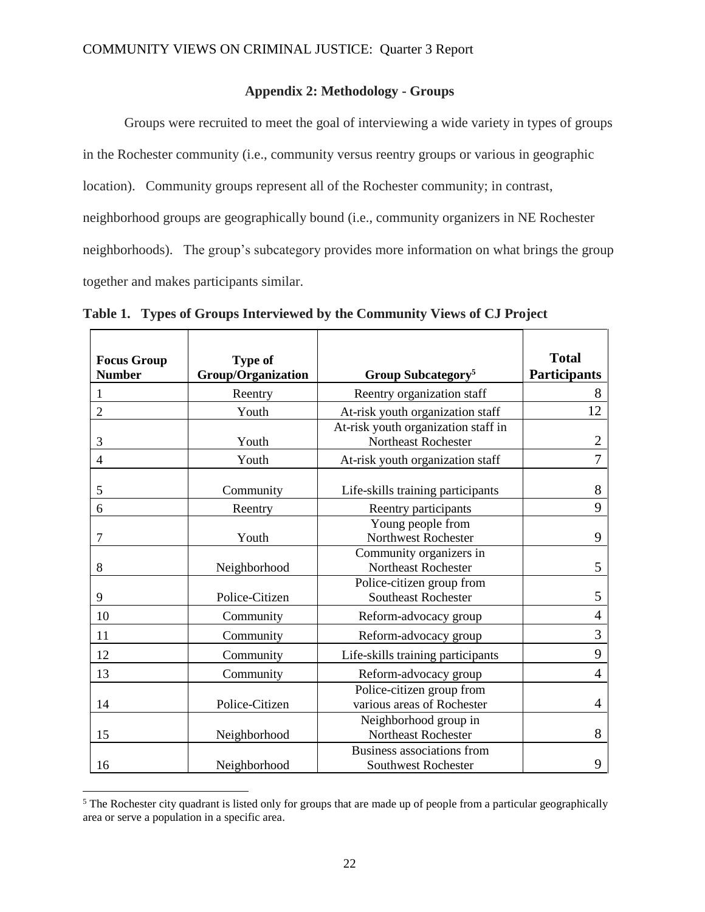## Appendix 2: Methodology - Groups

Groups were recruited to meet the goal of interviewing a wide variety in types of groups in the Rochester community (i.e., community versus reentry groups or various in geographic location). Community groups represent all of the Rochester community; in contrast, neighborhood groups are geographically bound (i.e., community organizers in NE Rochester neighborhoods). The group's subcategory provides more information on what brings the group together and makes participants similar.

**Table 1. Types of Groups Interviewed by the Community Views of CJ Project**

| Focus Group Number | Type of Group/Organization | Group Subcategory[5] | Total Participants |
|---|---|---|---|
| 1 | Reentry | Reentry organization staff | 8 |
| 2 | Youth | At-risk youth organization staff | 12 |
| 3 | Youth | At-risk youth organization staff in Northeast Rochester | 2 |
| 4 | Youth | At-risk youth organization staff | 7 |
| 5 | Community | Life-skills training participants | 8 |
| 6 | Reentry | Reentry participants | 9 |
| 7 | Youth | Young people from Northwest Rochester | 9 |
| 8 | Neighborhood | Community organizers in Northeast Rochester | 5 |
| 9 | Police-Citizen | Police-citizen group from Southeast Rochester | 5 |
| 10 | Community | Reform-advocacy group | 4 |
| 11 | Community | Reform-advocacy group | 3 |
| 12 | Community | Life-skills training participants | 9 |
| 13 | Community | Reform-advocacy group | 4 |
| 14 | Police-Citizen | Police-citizen group from various areas of Rochester | 4 |
| 15 | Neighborhood | Neighborhood group in Northeast Rochester | 8 |
| 16 | Neighborhood | Business associations from Southwest Rochester | 9 |

[5] The Rochester city quadrant is listed only for groups that are made up of people from a particular geographically area or serve a population in a specific area.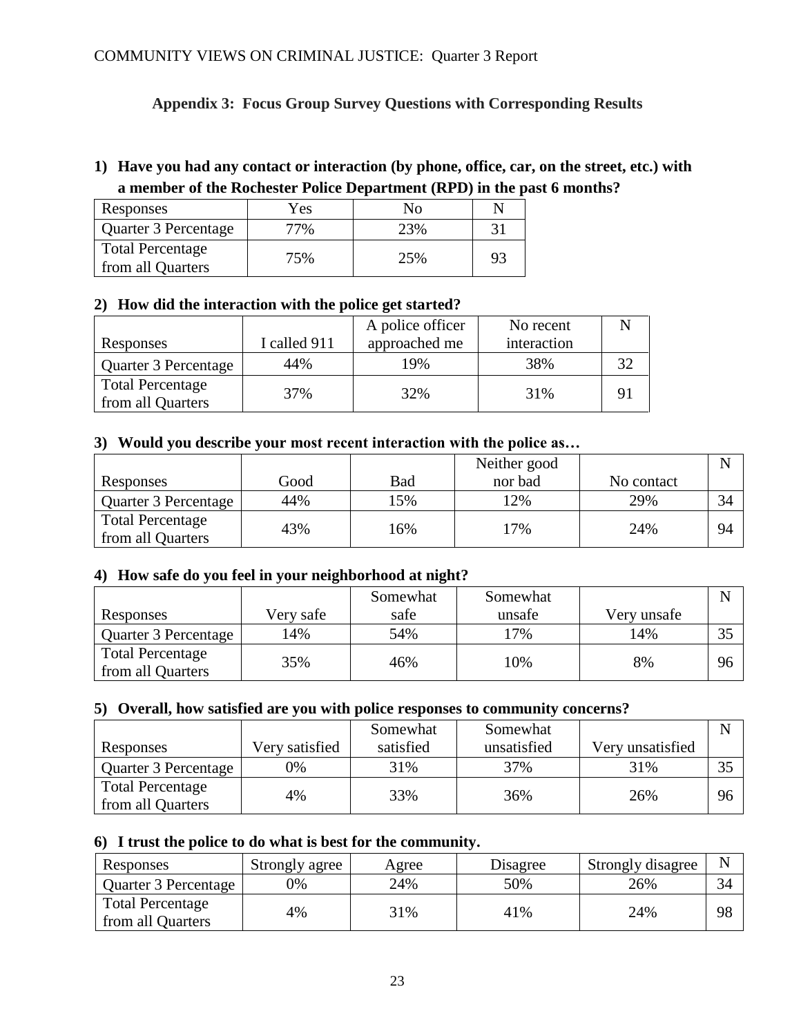## Appendix 3: Focus Group Survey Questions with Corresponding Results

**1) Have you had any contact or interaction (by phone, office, car, on the street, etc.) with a member of the Rochester Police Department (RPD) in the past 6 months?**

| Responses | Yes | No | N |
|---|---|---|---|
| Quarter 3 Percentage | 77% | 23% | 31 |
| Total Percentage from all Quarters | 75% | 25% | 93 |

**2) How did the interaction with the police get started?**

| Responses | I called 911 | A police officer approached me | No recent interaction | N |
|---|---|---|---|---|
| Quarter 3 Percentage | 44% | 19% | 38% | 32 |
| Total Percentage from all Quarters | 37% | 32% | 31% | 91 |

**3) Would you describe your most recent interaction with the police as…**

| Responses | Good | Bad | Neither good nor bad | No contact | N |
|---|---|---|---|---|---|
| Quarter 3 Percentage | 44% | 15% | 12% | 29% | 34 |
| Total Percentage from all Quarters | 43% | 16% | 17% | 24% | 94 |

**4) How safe do you feel in your neighborhood at night?**

| Responses | Very safe | Somewhat safe | Somewhat unsafe | Very unsafe | N |
|---|---|---|---|---|---|
| Quarter 3 Percentage | 14% | 54% | 17% | 14% | 35 |
| Total Percentage from all Quarters | 35% | 46% | 10% | 8% | 96 |

**5) Overall, how satisfied are you with police responses to community concerns?**

| Responses | Very satisfied | Somewhat satisfied | Somewhat unsatisfied | Very unsatisfied | N |
|---|---|---|---|---|---|
| Quarter 3 Percentage | 0% | 31% | 37% | 31% | 35 |
| Total Percentage from all Quarters | 4% | 33% | 36% | 26% | 96 |

**6) I trust the police to do what is best for the community.**

| Responses | Strongly agree | Agree | Disagree | Strongly disagree | N |
|---|---|---|---|---|---|
| Quarter 3 Percentage | 0% | 24% | 50% | 26% | 34 |
| Total Percentage from all Quarters | 4% | 31% | 41% | 24% | 98 |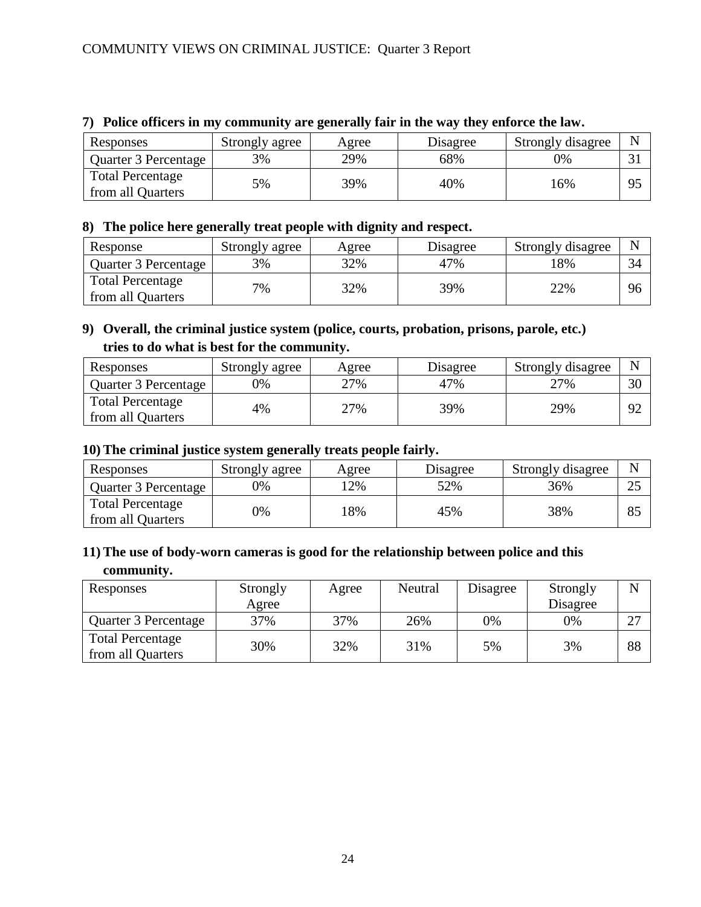**7) Police officers in my community are generally fair in the way they enforce the law.**

| Responses | Strongly agree | Agree | Disagree | Strongly disagree | N |
|---|---|---|---|---|---|
| Quarter 3 Percentage | 3% | 29% | 68% | 0% | 31 |
| Total Percentage from all Quarters | 5% | 39% | 40% | 16% | 95 |

**8) The police here generally treat people with dignity and respect.**

| Response | Strongly agree | Agree | Disagree | Strongly disagree | N |
|---|---|---|---|---|---|
| Quarter 3 Percentage | 3% | 32% | 47% | 18% | 34 |
| Total Percentage from all Quarters | 7% | 32% | 39% | 22% | 96 |

**9) Overall, the criminal justice system (police, courts, probation, prisons, parole, etc.) tries to do what is best for the community.**

| Responses | Strongly agree | Agree | Disagree | Strongly disagree | N |
|---|---|---|---|---|---|
| Quarter 3 Percentage | 0% | 27% | 47% | 27% | 30 |
| Total Percentage from all Quarters | 4% | 27% | 39% | 29% | 92 |

**10) The criminal justice system generally treats people fairly.**

| Responses | Strongly agree | Agree | Disagree | Strongly disagree | N |
|---|---|---|---|---|---|
| Quarter 3 Percentage | 0% | 12% | 52% | 36% | 25 |
| Total Percentage from all Quarters | 0% | 18% | 45% | 38% | 85 |

**11) The use of body-worn cameras is good for the relationship between police and this community.**

| Responses | Strongly Agree | Agree | Neutral | Disagree | Strongly Disagree | N |
|---|---|---|---|---|---|---|
| Quarter 3 Percentage | 37% | 37% | 26% | 0% | 0% | 27 |
| Total Percentage from all Quarters | 30% | 32% | 31% | 5% | 3% | 88 |